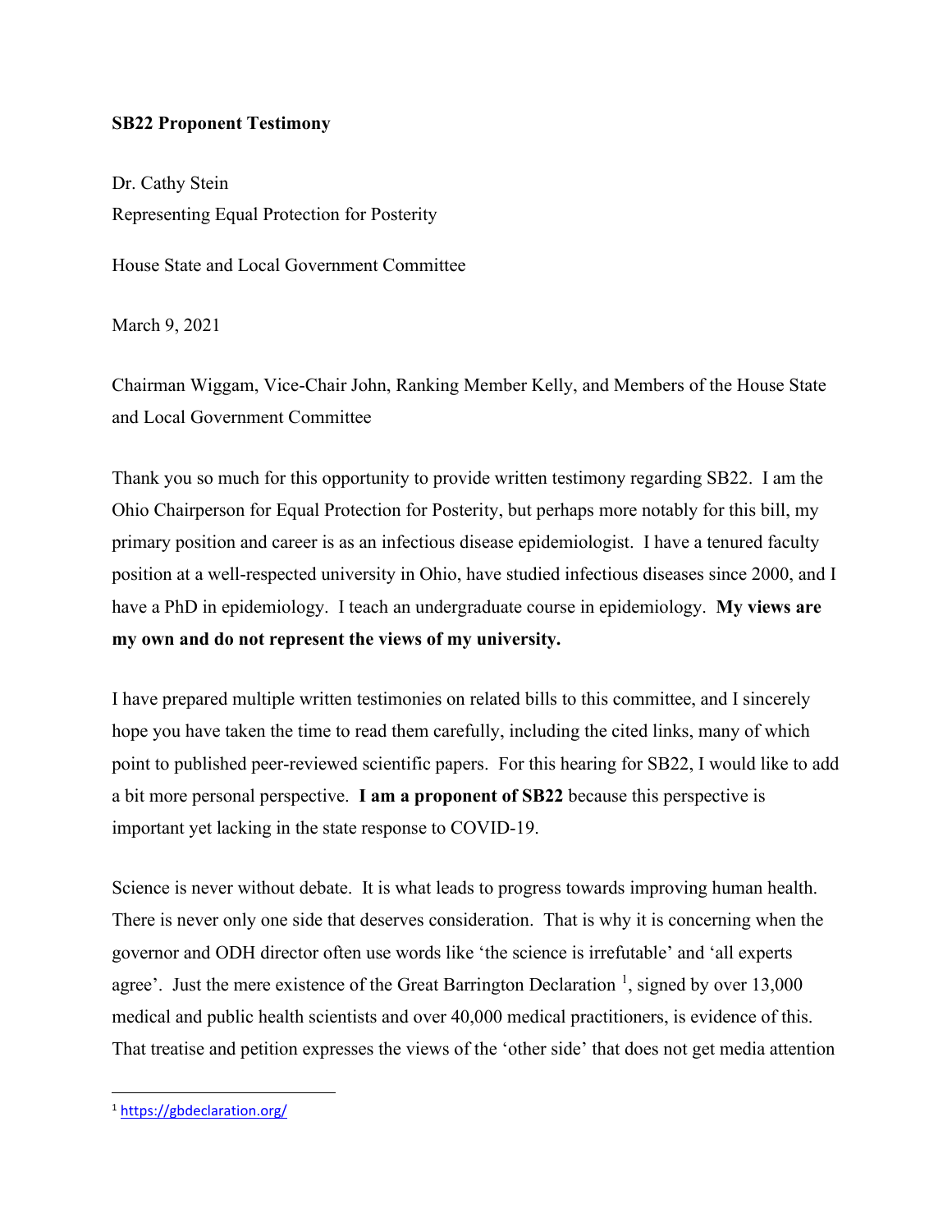**SB22 Proponent Testimony**

Dr. Cathy Stein

Representing Equal Protection for Posterity

House State and Local Government Committee

March 9, 2021

Chairman Wiggam, Vice-Chair John, Ranking Member Kelly, and Members of the House State and Local Government Committee

Thank you so much for this opportunity to provide written testimony regarding SB22. I am the Ohio Chairperson for Equal Protection for Posterity, but perhaps more notably for this bill, my primary position and career is as an infectious disease epidemiologist. I have a tenured faculty position at a well-respected university in Ohio, have studied infectious diseases since 2000, and I have a PhD in epidemiology. I teach an undergraduate course in epidemiology. **My views are my own and do not represent the views of my university.**

I have prepared multiple written testimonies on related bills to this committee, and I sincerely hope you have taken the time to read them carefully, including the cited links, many of which point to published peer-reviewed scientific papers. For this hearing for SB22, I would like to add a bit more personal perspective. **I am a proponent of SB22** because this perspective is important yet lacking in the state response to COVID-19.

Science is never without debate. It is what leads to progress towards improving human health. There is never only one side that deserves consideration. That is why it is concerning when the governor and ODH director often use words like 'the science is irrefutable' and 'all experts agree'. Just the mere existence of the Great Barrington Declaration [1], signed by over 13,000 medical and public health scientists and over 40,000 medical practitioners, is evidence of this. That treatise and petition expresses the views of the 'other side' that does not get media attention

[1] https://gbdeclaration.org/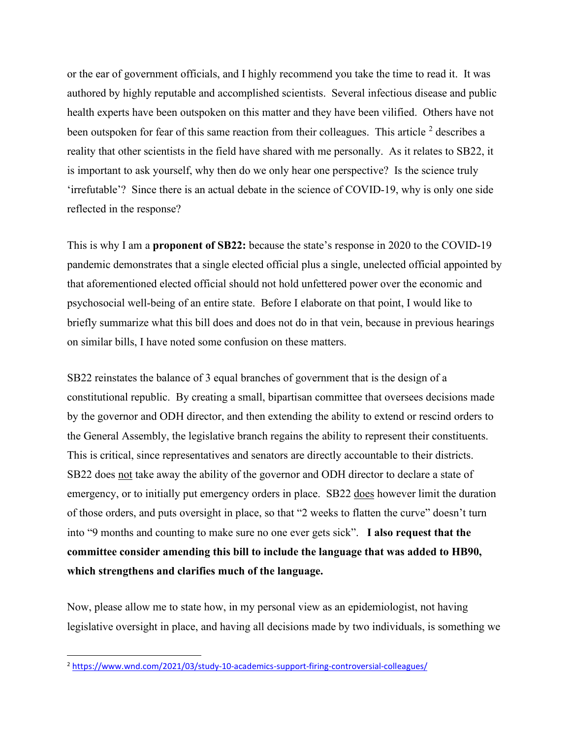or the ear of government officials, and I highly recommend you take the time to read it. It was authored by highly reputable and accomplished scientists. Several infectious disease and public health experts have been outspoken on this matter and they have been vilified. Others have not been outspoken for fear of this same reaction from their colleagues. This article [2] describes a reality that other scientists in the field have shared with me personally. As it relates to SB22, it is important to ask yourself, why then do we only hear one perspective? Is the science truly 'irrefutable'? Since there is an actual debate in the science of COVID-19, why is only one side reflected in the response?

This is why I am a **proponent of SB22:** because the state's response in 2020 to the COVID-19 pandemic demonstrates that a single elected official plus a single, unelected official appointed by that aforementioned elected official should not hold unfettered power over the economic and psychosocial well-being of an entire state. Before I elaborate on that point, I would like to briefly summarize what this bill does and does not do in that vein, because in previous hearings on similar bills, I have noted some confusion on these matters.

SB22 reinstates the balance of 3 equal branches of government that is the design of a constitutional republic. By creating a small, bipartisan committee that oversees decisions made by the governor and ODH director, and then extending the ability to extend or rescind orders to the General Assembly, the legislative branch regains the ability to represent their constituents. This is critical, since representatives and senators are directly accountable to their districts. SB22 does not take away the ability of the governor and ODH director to declare a state of emergency, or to initially put emergency orders in place. SB22 does however limit the duration of those orders, and puts oversight in place, so that "2 weeks to flatten the curve" doesn't turn into "9 months and counting to make sure no one ever gets sick". **I also request that the committee consider amending this bill to include the language that was added to HB90, which strengthens and clarifies much of the language.**

Now, please allow me to state how, in my personal view as an epidemiologist, not having legislative oversight in place, and having all decisions made by two individuals, is something we

[2] https://www.wnd.com/2021/03/study-10-academics-support-firing-controversial-colleagues/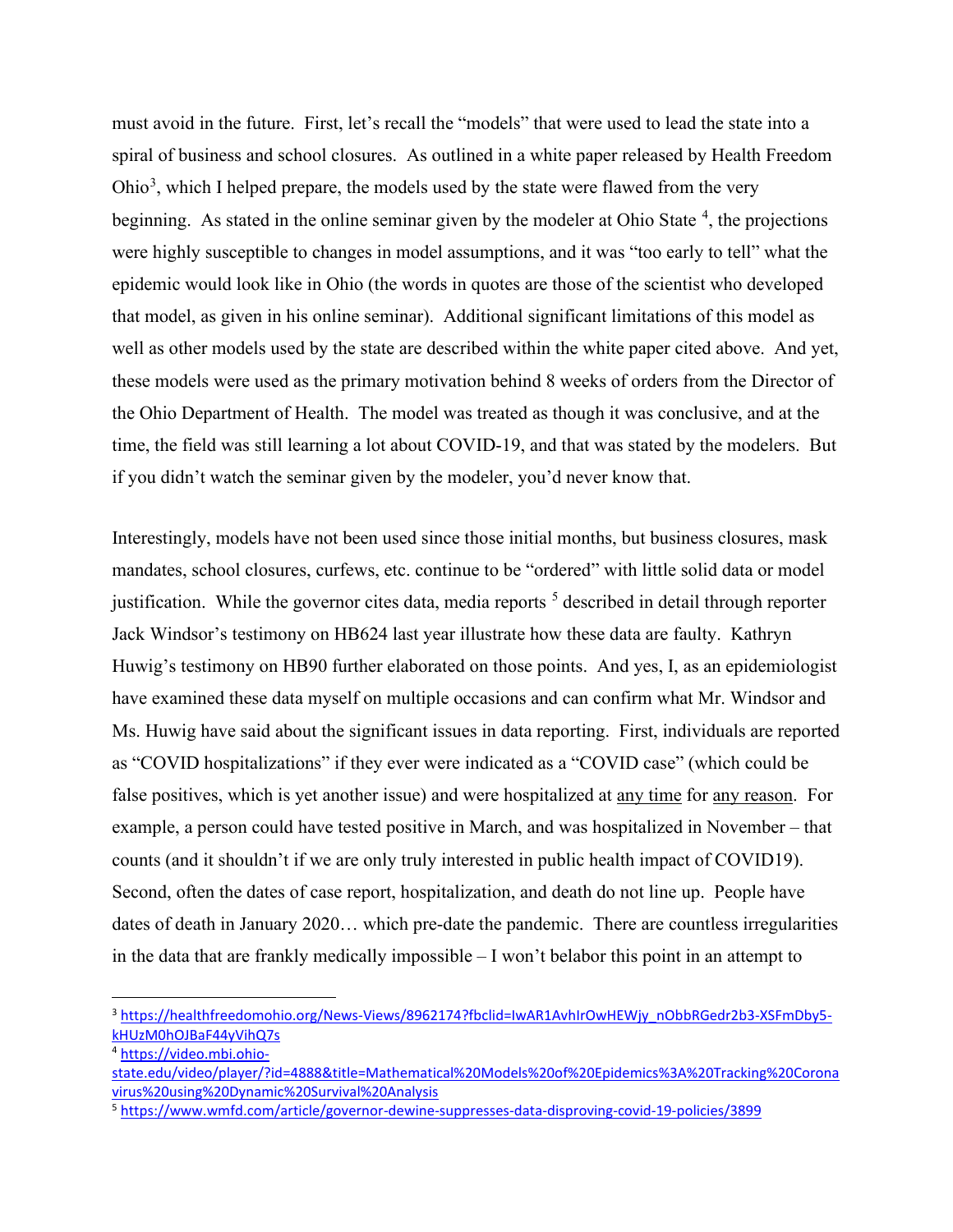must avoid in the future. First, let's recall the "models" that were used to lead the state into a spiral of business and school closures. As outlined in a white paper released by Health Freedom Ohio[3], which I helped prepare, the models used by the state were flawed from the very beginning. As stated in the online seminar given by the modeler at Ohio State [4], the projections were highly susceptible to changes in model assumptions, and it was "too early to tell" what the epidemic would look like in Ohio (the words in quotes are those of the scientist who developed that model, as given in his online seminar). Additional significant limitations of this model as well as other models used by the state are described within the white paper cited above. And yet, these models were used as the primary motivation behind 8 weeks of orders from the Director of the Ohio Department of Health. The model was treated as though it was conclusive, and at the time, the field was still learning a lot about COVID-19, and that was stated by the modelers. But if you didn't watch the seminar given by the modeler, you'd never know that.

Interestingly, models have not been used since those initial months, but business closures, mask mandates, school closures, curfews, etc. continue to be "ordered" with little solid data or model justification. While the governor cites data, media reports [5] described in detail through reporter Jack Windsor's testimony on HB624 last year illustrate how these data are faulty. Kathryn Huwig's testimony on HB90 further elaborated on those points. And yes, I, as an epidemiologist have examined these data myself on multiple occasions and can confirm what Mr. Windsor and Ms. Huwig have said about the significant issues in data reporting. First, individuals are reported as "COVID hospitalizations" if they ever were indicated as a "COVID case" (which could be false positives, which is yet another issue) and were hospitalized at <u>any time</u> for <u>any reason</u>. For example, a person could have tested positive in March, and was hospitalized in November – that counts (and it shouldn't if we are only truly interested in public health impact of COVID19). Second, often the dates of case report, hospitalization, and death do not line up. People have dates of death in January 2020… which pre-date the pandemic. There are countless irregularities in the data that are frankly medically impossible – I won't belabor this point in an attempt to

---

[3] https://healthfreedomohio.org/News-Views/8962174?fbclid=IwAR1AvhIrOwHEWjy_nObbRGedr2b3-XSFmDby5-kHUzM0hOJBaF44yVihQ7s

[4] https://video.mbi.ohio-state.edu/video/player/?id=4888&title=Mathematical%20Models%20of%20Epidemics%3A%20Tracking%20Coronavirus%20using%20Dynamic%20Survival%20Analysis

[5] https://www.wmfd.com/article/governor-dewine-suppresses-data-disproving-covid-19-policies/3899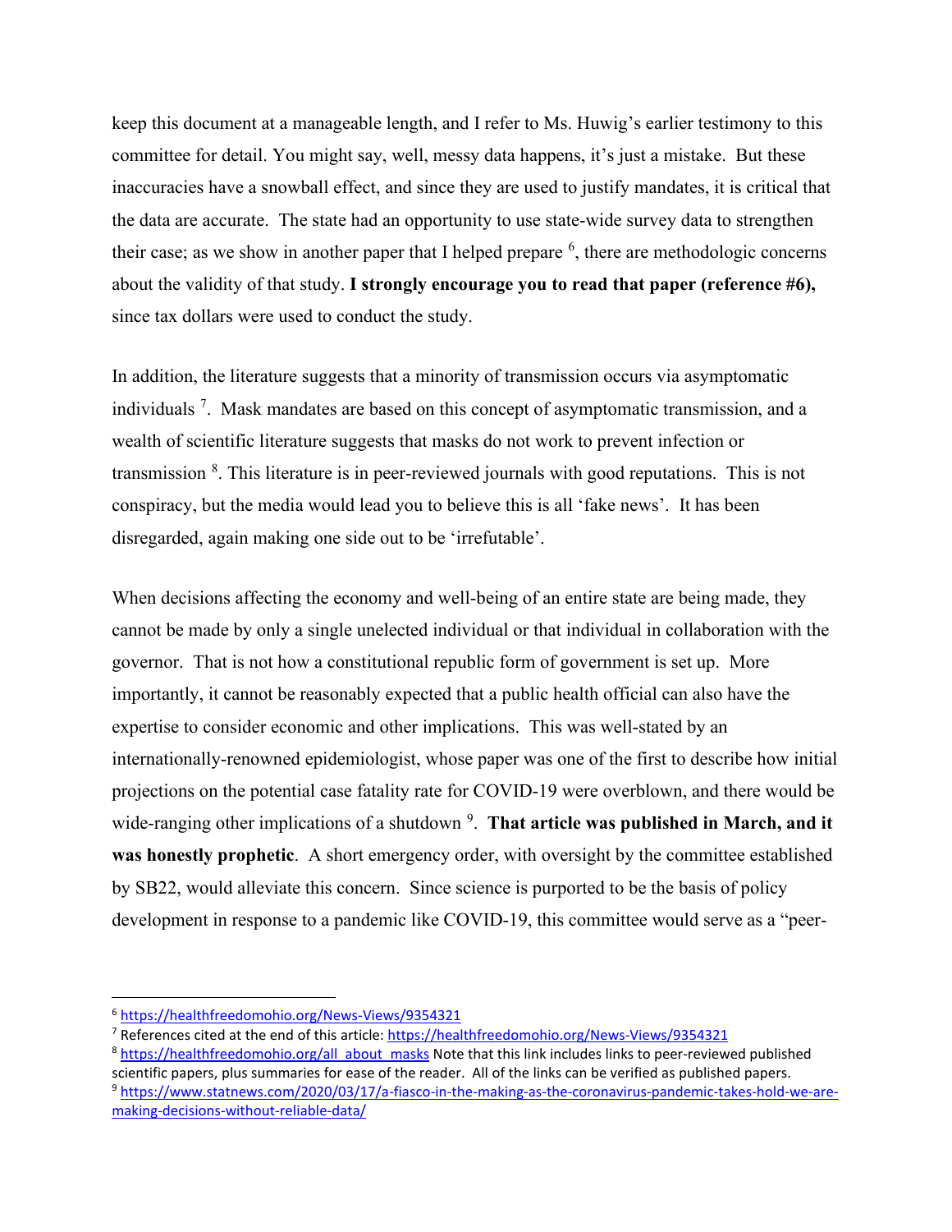keep this document at a manageable length, and I refer to Ms. Huwig's earlier testimony to this committee for detail. You might say, well, messy data happens, it's just a mistake. But these inaccuracies have a snowball effect, and since they are used to justify mandates, it is critical that the data are accurate. The state had an opportunity to use state-wide survey data to strengthen their case; as we show in another paper that I helped prepare [6], there are methodologic concerns about the validity of that study. **I strongly encourage you to read that paper (reference #6),** since tax dollars were used to conduct the study.

In addition, the literature suggests that a minority of transmission occurs via asymptomatic individuals [7]. Mask mandates are based on this concept of asymptomatic transmission, and a wealth of scientific literature suggests that masks do not work to prevent infection or transmission [8]. This literature is in peer-reviewed journals with good reputations. This is not conspiracy, but the media would lead you to believe this is all 'fake news'. It has been disregarded, again making one side out to be 'irrefutable'.

When decisions affecting the economy and well-being of an entire state are being made, they cannot be made by only a single unelected individual or that individual in collaboration with the governor. That is not how a constitutional republic form of government is set up. More importantly, it cannot be reasonably expected that a public health official can also have the expertise to consider economic and other implications. This was well-stated by an internationally-renowned epidemiologist, whose paper was one of the first to describe how initial projections on the potential case fatality rate for COVID-19 were overblown, and there would be wide-ranging other implications of a shutdown [9]. **That article was published in March, and it was honestly prophetic**. A short emergency order, with oversight by the committee established by SB22, would alleviate this concern. Since science is purported to be the basis of policy development in response to a pandemic like COVID-19, this committee would serve as a "peer-

---

[6] https://healthfreedomohio.org/News-Views/9354321

[7] References cited at the end of this article: https://healthfreedomohio.org/News-Views/9354321

[8] https://healthfreedomohio.org/all_about_masks Note that this link includes links to peer-reviewed published scientific papers, plus summaries for ease of the reader. All of the links can be verified as published papers.

[9] https://www.statnews.com/2020/03/17/a-fiasco-in-the-making-as-the-coronavirus-pandemic-takes-hold-we-are-making-decisions-without-reliable-data/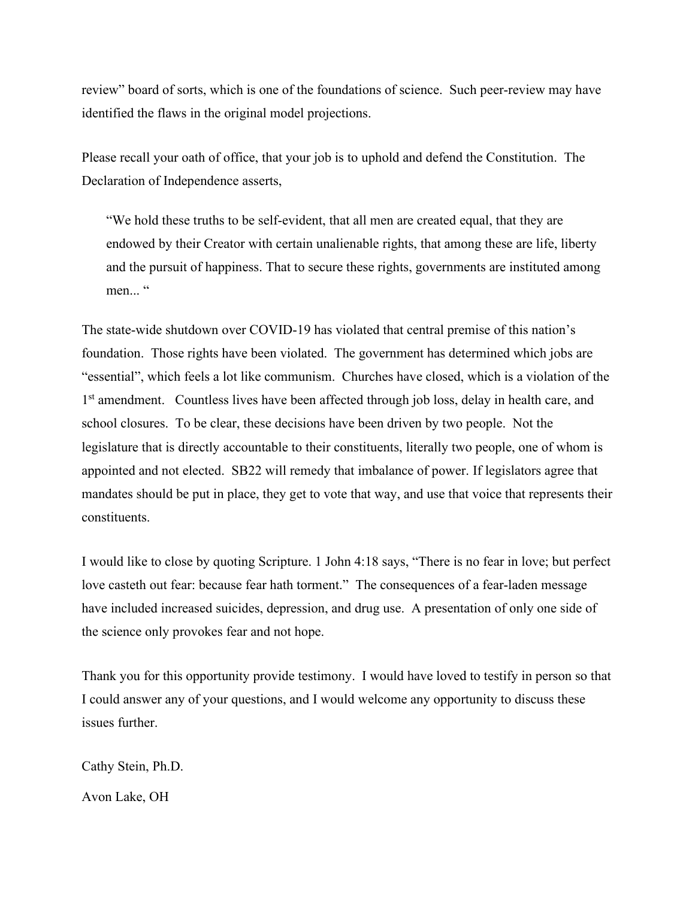review" board of sorts, which is one of the foundations of science. Such peer-review may have identified the flaws in the original model projections.

Please recall your oath of office, that your job is to uphold and defend the Constitution. The Declaration of Independence asserts,

> "We hold these truths to be self-evident, that all men are created equal, that they are endowed by their Creator with certain unalienable rights, that among these are life, liberty and the pursuit of happiness. That to secure these rights, governments are instituted among men... "

The state-wide shutdown over COVID-19 has violated that central premise of this nation's foundation. Those rights have been violated. The government has determined which jobs are "essential", which feels a lot like communism. Churches have closed, which is a violation of the 1st amendment. Countless lives have been affected through job loss, delay in health care, and school closures. To be clear, these decisions have been driven by two people. Not the legislature that is directly accountable to their constituents, literally two people, one of whom is appointed and not elected. SB22 will remedy that imbalance of power. If legislators agree that mandates should be put in place, they get to vote that way, and use that voice that represents their constituents.

I would like to close by quoting Scripture. 1 John 4:18 says, "There is no fear in love; but perfect love casteth out fear: because fear hath torment." The consequences of a fear-laden message have included increased suicides, depression, and drug use. A presentation of only one side of the science only provokes fear and not hope.

Thank you for this opportunity provide testimony. I would have loved to testify in person so that I could answer any of your questions, and I would welcome any opportunity to discuss these issues further.

Cathy Stein, Ph.D.

Avon Lake, OH